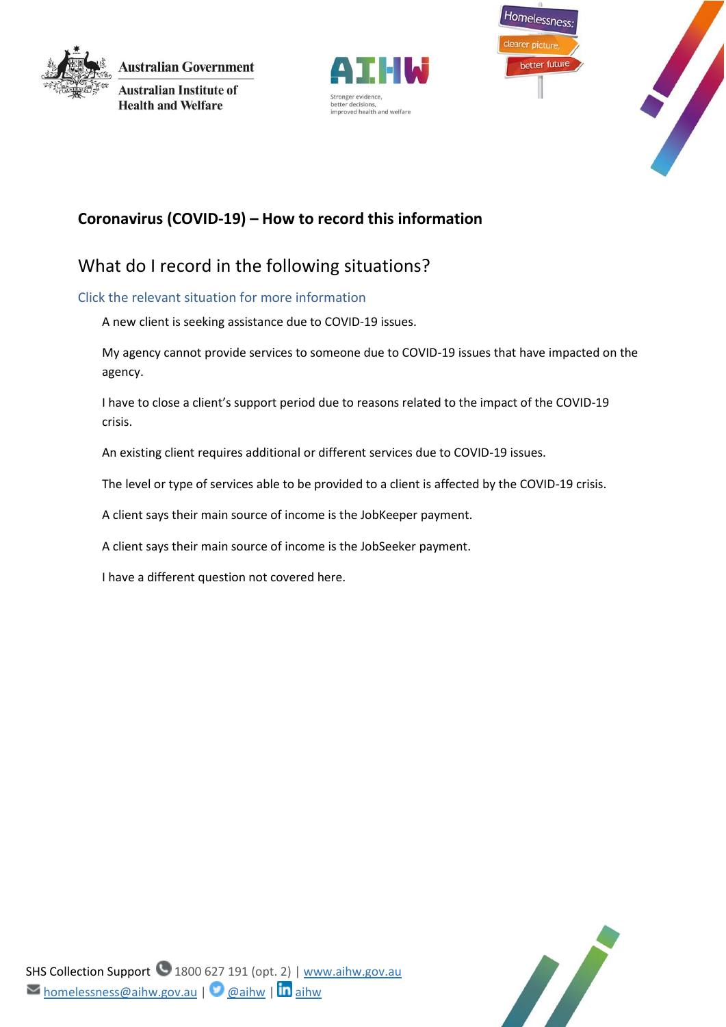Australian Government

Australian Institute of Health and Welfare

**Coronavirus (COVID-19) – How to record this information**

## What do I record in the following situations?

### Click the relevant situation for more information

A new client is seeking assistance due to COVID-19 issues.

My agency cannot provide services to someone due to COVID-19 issues that have impacted on the agency.

I have to close a client's support period due to reasons related to the impact of the COVID-19 crisis.

An existing client requires additional or different services due to COVID-19 issues.

The level or type of services able to be provided to a client is affected by the COVID-19 crisis.

A client says their main source of income is the JobKeeper payment.

A client says their main source of income is the JobSeeker payment.

I have a different question not covered here.

SHS Collection Support 1800 627 191 (opt. 2) | www.aihw.gov.au
homelessness@aihw.gov.au | @aihw | aihw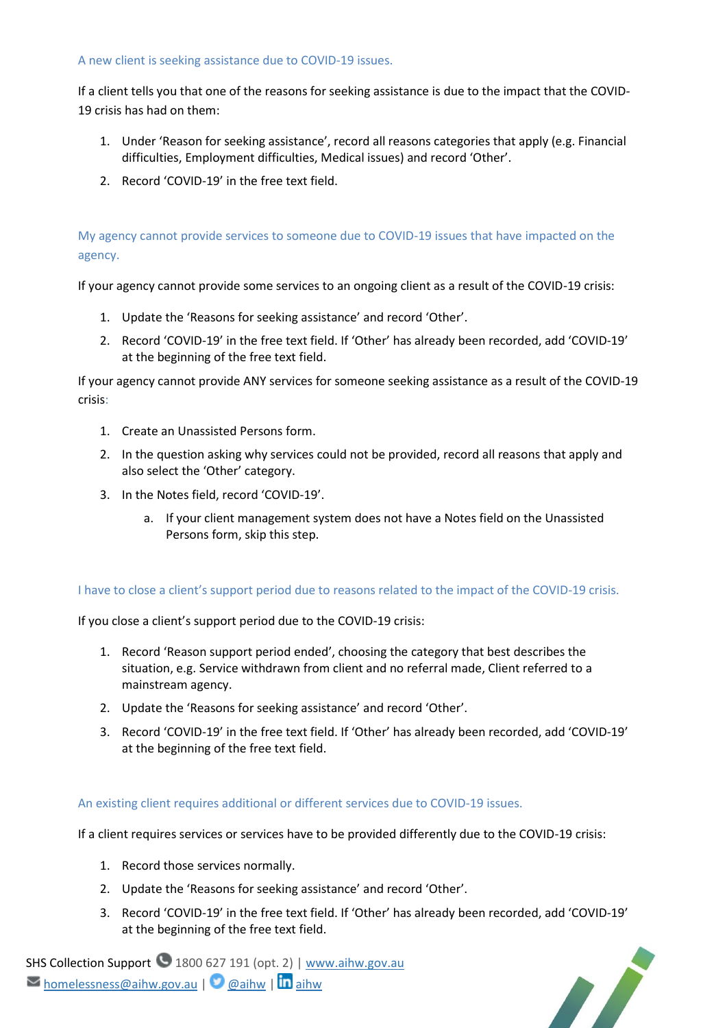### A new client is seeking assistance due to COVID-19 issues.

If a client tells you that one of the reasons for seeking assistance is due to the impact that the COVID-19 crisis has had on them:

1. Under 'Reason for seeking assistance', record all reasons categories that apply (e.g. Financial difficulties, Employment difficulties, Medical issues) and record 'Other'.
2. Record 'COVID-19' in the free text field.

### My agency cannot provide services to someone due to COVID-19 issues that have impacted on the agency.

If your agency cannot provide some services to an ongoing client as a result of the COVID-19 crisis:

1. Update the 'Reasons for seeking assistance' and record 'Other'.
2. Record 'COVID-19' in the free text field. If 'Other' has already been recorded, add 'COVID-19' at the beginning of the free text field.

If your agency cannot provide ANY services for someone seeking assistance as a result of the COVID-19 crisis:

1. Create an Unassisted Persons form.
2. In the question asking why services could not be provided, record all reasons that apply and also select the 'Other' category.
3. In the Notes field, record 'COVID-19'.
    a. If your client management system does not have a Notes field on the Unassisted Persons form, skip this step.

### I have to close a client's support period due to reasons related to the impact of the COVID-19 crisis.

If you close a client's support period due to the COVID-19 crisis:

1. Record 'Reason support period ended', choosing the category that best describes the situation, e.g. Service withdrawn from client and no referral made, Client referred to a mainstream agency.
2. Update the 'Reasons for seeking assistance' and record 'Other'.
3. Record 'COVID-19' in the free text field. If 'Other' has already been recorded, add 'COVID-19' at the beginning of the free text field.

### An existing client requires additional or different services due to COVID-19 issues.

If a client requires services or services have to be provided differently due to the COVID-19 crisis:

1. Record those services normally.
2. Update the 'Reasons for seeking assistance' and record 'Other'.
3. Record 'COVID-19' in the free text field. If 'Other' has already been recorded, add 'COVID-19' at the beginning of the free text field.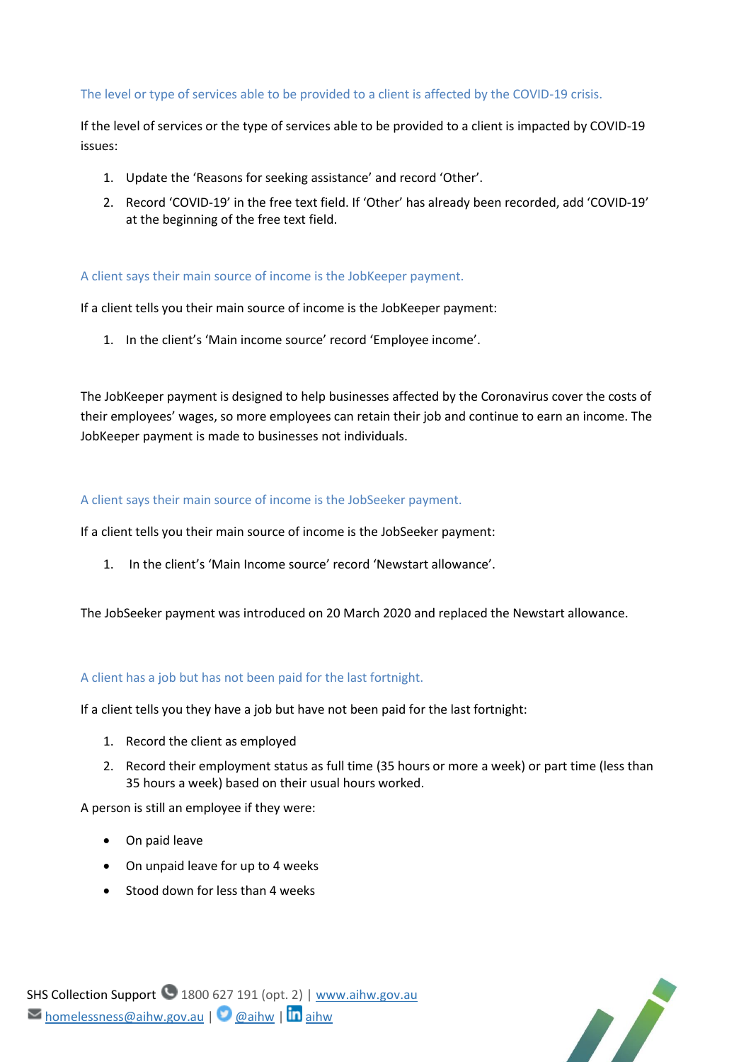### The level or type of services able to be provided to a client is affected by the COVID-19 crisis.

If the level of services or the type of services able to be provided to a client is impacted by COVID-19 issues:

1. Update the 'Reasons for seeking assistance' and record 'Other'.
2. Record 'COVID-19' in the free text field. If 'Other' has already been recorded, add 'COVID-19' at the beginning of the free text field.

### A client says their main source of income is the JobKeeper payment.

If a client tells you their main source of income is the JobKeeper payment:

1. In the client's 'Main income source' record 'Employee income'.

The JobKeeper payment is designed to help businesses affected by the Coronavirus cover the costs of their employees' wages, so more employees can retain their job and continue to earn an income. The JobKeeper payment is made to businesses not individuals.

### A client says their main source of income is the JobSeeker payment.

If a client tells you their main source of income is the JobSeeker payment:

1. In the client's 'Main Income source' record 'Newstart allowance'.

The JobSeeker payment was introduced on 20 March 2020 and replaced the Newstart allowance.

### A client has a job but has not been paid for the last fortnight.

If a client tells you they have a job but have not been paid for the last fortnight:

1. Record the client as employed
2. Record their employment status as full time (35 hours or more a week) or part time (less than 35 hours a week) based on their usual hours worked.

A person is still an employee if they were:

- On paid leave
- On unpaid leave for up to 4 weeks
- Stood down for less than 4 weeks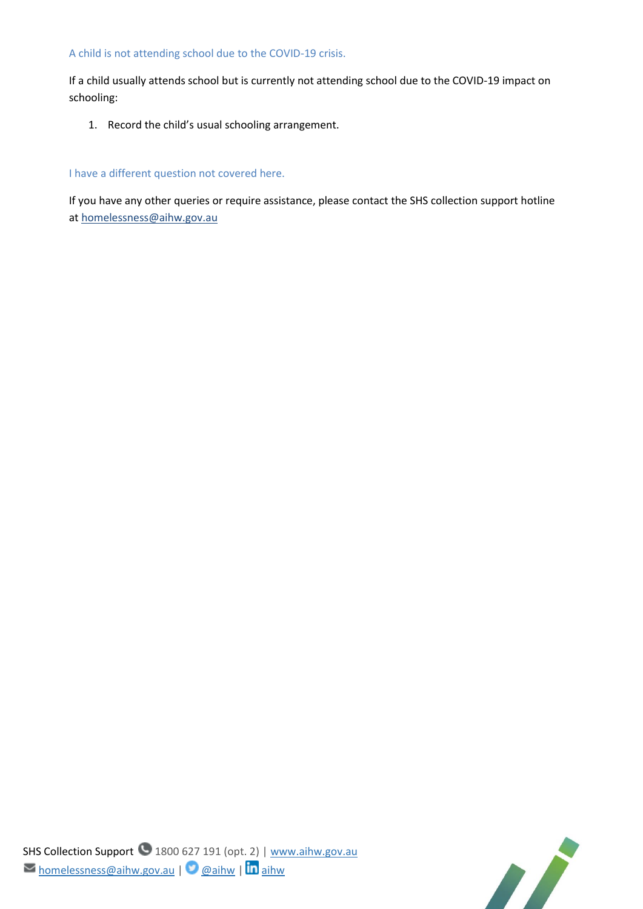### A child is not attending school due to the COVID-19 crisis.

If a child usually attends school but is currently not attending school due to the COVID-19 impact on schooling:

1. Record the child's usual schooling arrangement.

### I have a different question not covered here.

If you have any other queries or require assistance, please contact the SHS collection support hotline at homelessness@aihw.gov.au